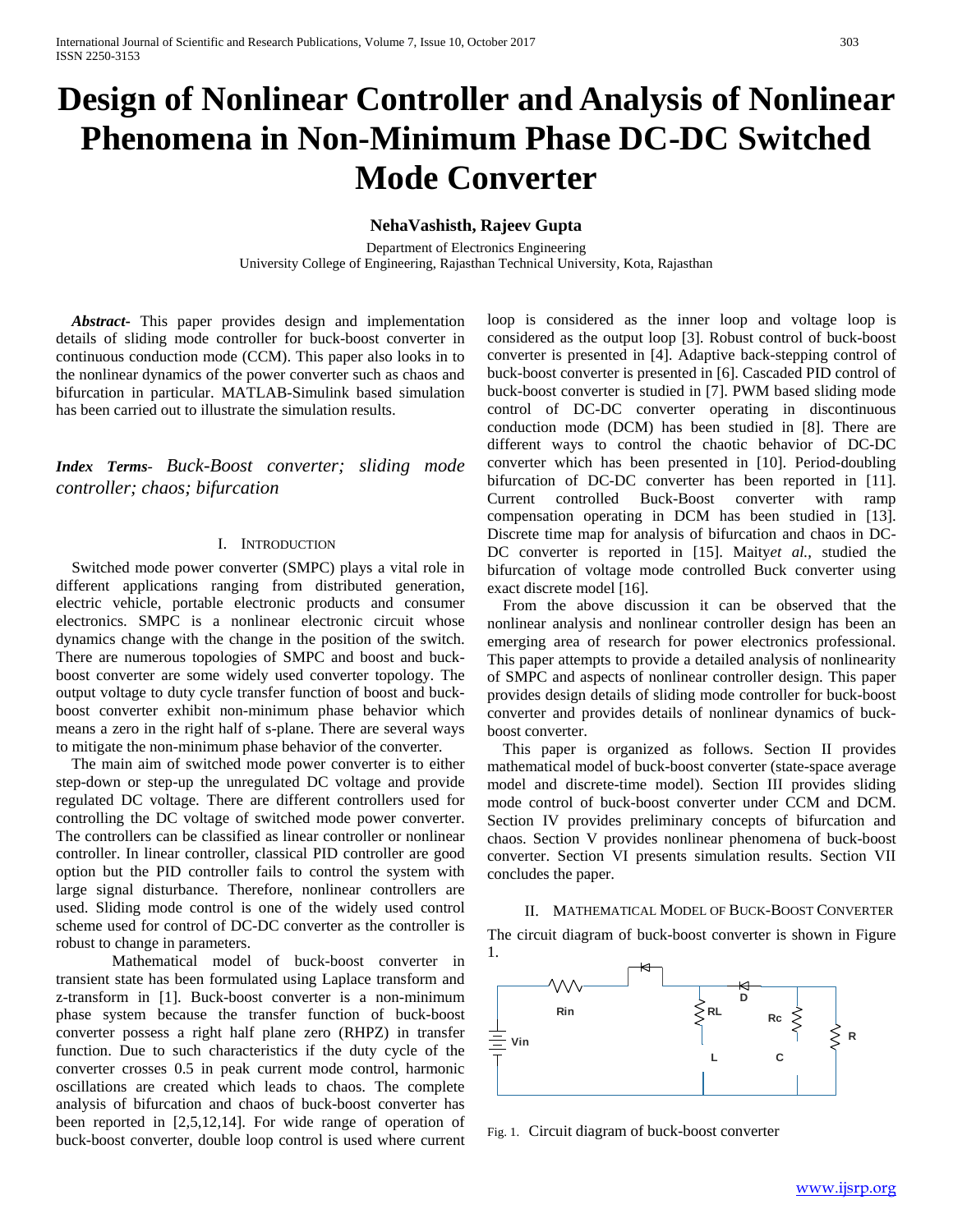# Design of Nonlinear Controller and Analysis of Nonlinear Phenomena in Non-Minimum Phase DC-DC Switched Mode Converter

**NehaVashisth, Rajeev Gupta**

Department of Electronics Engineering
University College of Engineering, Rajasthan Technical University, Kota, Rajasthan

***Abstract-*** This paper provides design and implementation details of sliding mode controller for buck-boost converter in continuous conduction mode (CCM). This paper also looks in to the nonlinear dynamics of the power converter such as chaos and bifurcation in particular. MATLAB-Simulink based simulation has been carried out to illustrate the simulation results.

***Index Terms-*** *Buck-Boost converter; sliding mode controller; chaos; bifurcation*

## I. Introduction

Switched mode power converter (SMPC) plays a vital role in different applications ranging from distributed generation, electric vehicle, portable electronic products and consumer electronics. SMPC is a nonlinear electronic circuit whose dynamics change with the change in the position of the switch. There are numerous topologies of SMPC and boost and buck-boost converter are some widely used converter topology. The output voltage to duty cycle transfer function of boost and buck-boost converter exhibit non-minimum phase behavior which means a zero in the right half of s-plane. There are several ways to mitigate the non-minimum phase behavior of the converter.

The main aim of switched mode power converter is to either step-down or step-up the unregulated DC voltage and provide regulated DC voltage. There are different controllers used for controlling the DC voltage of switched mode power converter. The controllers can be classified as linear controller or nonlinear controller. In linear controller, classical PID controller are good option but the PID controller fails to control the system with large signal disturbance. Therefore, nonlinear controllers are used. Sliding mode control is one of the widely used control scheme used for control of DC-DC converter as the controller is robust to change in parameters.

Mathematical model of buck-boost converter in transient state has been formulated using Laplace transform and z-transform in [1]. Buck-boost converter is a non-minimum phase system because the transfer function of buck-boost converter possess a right half plane zero (RHPZ) in transfer function. Due to such characteristics if the duty cycle of the converter crosses 0.5 in peak current mode control, harmonic oscillations are created which leads to chaos. The complete analysis of bifurcation and chaos of buck-boost converter has been reported in [2,5,12,14]. For wide range of operation of buck-boost converter, double loop control is used where current loop is considered as the inner loop and voltage loop is considered as the output loop [3]. Robust control of buck-boost converter is presented in [4]. Adaptive back-stepping control of buck-boost converter is presented in [6]. Cascaded PID control of buck-boost converter is studied in [7]. PWM based sliding mode control of DC-DC converter operating in discontinuous conduction mode (DCM) has been studied in [8]. There are different ways to control the chaotic behavior of DC-DC converter which has been presented in [10]. Period-doubling bifurcation of DC-DC converter has been reported in [11]. Current controlled Buck-Boost converter with ramp compensation operating in DCM has been studied in [13]. Discrete time map for analysis of bifurcation and chaos in DC-DC converter is reported in [15]. Maity*et al.*, studied the bifurcation of voltage mode controlled Buck converter using exact discrete model [16].

From the above discussion it can be observed that the nonlinear analysis and nonlinear controller design has been an emerging area of research for power electronics professional. This paper attempts to provide a detailed analysis of nonlinearity of SMPC and aspects of nonlinear controller design. This paper provides design details of sliding mode controller for buck-boost converter and provides details of nonlinear dynamics of buck-boost converter.

This paper is organized as follows. Section II provides mathematical model of buck-boost converter (state-space average model and discrete-time model). Section III provides sliding mode control of buck-boost converter under CCM and DCM. Section IV provides preliminary concepts of bifurcation and chaos. Section V provides nonlinear phenomena of buck-boost converter. Section VI presents simulation results. Section VII concludes the paper.

## II. Mathematical Model of Buck-Boost Converter

The circuit diagram of buck-boost converter is shown in Figure 1.

Fig. 1. Circuit diagram of buck-boost converter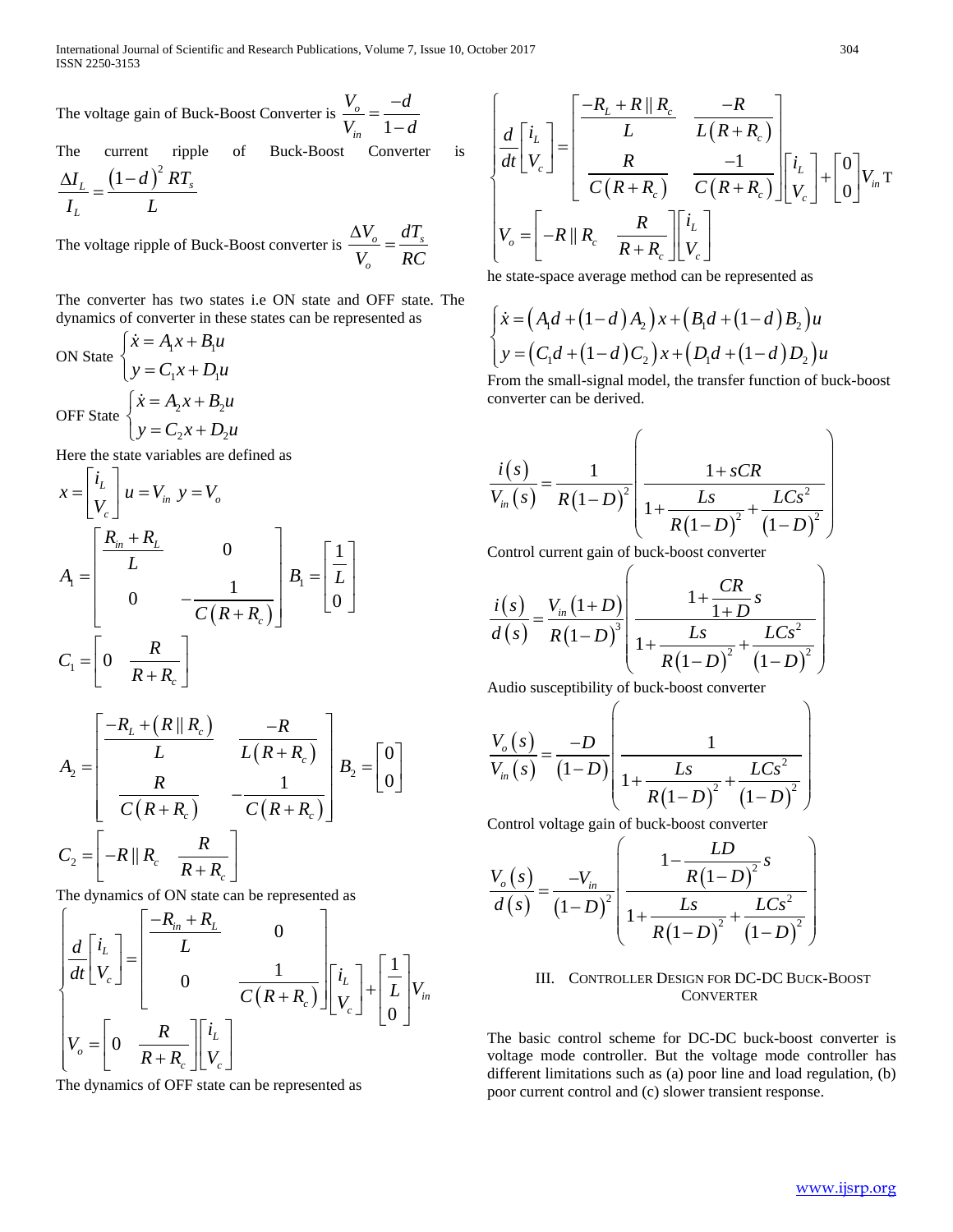The voltage gain of Buck-Boost Converter is $\dfrac{V_o}{V_{in}} = \dfrac{-d}{1-d}$

The current ripple of Buck-Boost Converter is $\dfrac{\Delta I_L}{I_L} = \dfrac{(1-d)^2 RT_s}{L}$

The voltage ripple of Buck-Boost converter is $\dfrac{\Delta V_o}{V_o} = \dfrac{dT_s}{RC}$

The converter has two states i.e ON state and OFF state. The dynamics of converter in these states can be represented as

ON State $\begin{cases} \dot{x} = A_1 x + B_1 u \\ y = C_1 x + D_1 u \end{cases}$

OFF State $\begin{cases} \dot{x} = A_2 x + B_2 u \\ y = C_2 x + D_2 u \end{cases}$

Here the state variables are defined as

$$x = \begin{bmatrix} i_L \\ V_c \end{bmatrix} \; u = V_{in} \; y = V_o$$

$$A_1 = \begin{bmatrix} \dfrac{R_{in}+R_L}{L} & 0 \\ 0 & -\dfrac{1}{C(R+R_c)} \end{bmatrix} B_1 = \begin{bmatrix} \dfrac{1}{L} \\ 0 \end{bmatrix}$$

$$C_1 = \begin{bmatrix} 0 & \dfrac{R}{R+R_c} \end{bmatrix}$$

$$A_2 = \begin{bmatrix} \dfrac{-R_L + (R \parallel R_c)}{L} & \dfrac{-R}{L(R+R_c)} \\ \dfrac{R}{C(R+R_c)} & -\dfrac{1}{C(R+R_c)} \end{bmatrix} B_2 = \begin{bmatrix} 0 \\ 0 \end{bmatrix}$$

$$C_2 = \begin{bmatrix} -R \parallel R_c & \dfrac{R}{R+R_c} \end{bmatrix}$$

The dynamics of ON state can be represented as

$$\begin{cases} \dfrac{d}{dt}\begin{bmatrix} i_L \\ V_c \end{bmatrix} = \begin{bmatrix} \dfrac{-R_{in}+R_L}{L} & 0 \\ 0 & \dfrac{1}{C(R+R_c)} \end{bmatrix}\begin{bmatrix} i_L \\ V_c \end{bmatrix} + \begin{bmatrix} \dfrac{1}{L} \\ 0 \end{bmatrix} V_{in} \\ V_o = \begin{bmatrix} 0 & \dfrac{R}{R+R_c} \end{bmatrix}\begin{bmatrix} i_L \\ V_c \end{bmatrix} \end{cases}$$

The dynamics of OFF state can be represented as

$$\begin{cases} \dfrac{d}{dt}\begin{bmatrix} i_L \\ V_c \end{bmatrix} = \begin{bmatrix} \dfrac{-R_L + R \parallel R_c}{L} & \dfrac{-R}{L(R+R_c)} \\ \dfrac{R}{C(R+R_c)} & \dfrac{-1}{C(R+R_c)} \end{bmatrix}\begin{bmatrix} i_L \\ V_c \end{bmatrix} + \begin{bmatrix} 0 \\ 0 \end{bmatrix} V_{in} \text{T} \\ V_o = \begin{bmatrix} -R \parallel R_c & \dfrac{R}{R+R_c} \end{bmatrix}\begin{bmatrix} i_L \\ V_c \end{bmatrix} \end{cases}$$

he state-space average method can be represented as

$$\begin{cases} \dot{x} = \left(A_1 d + (1-d) A_2\right) x + \left(B_1 d + (1-d) B_2\right) u \\ y = \left(C_1 d + (1-d) C_2\right) x + \left(D_1 d + (1-d) D_2\right) u \end{cases}$$

From the small-signal model, the transfer function of buck-boost converter can be derived.

$$\frac{i(s)}{V_{in}(s)} = \frac{1}{R(1-D)^2}\left( \frac{1+sCR}{1+\dfrac{Ls}{R(1-D)^2}+\dfrac{LCs^2}{(1-D)^2}} \right)$$

Control current gain of buck-boost converter

$$\frac{i(s)}{d(s)} = \frac{V_{in}(1+D)}{R(1-D)^3}\left( \frac{1+\dfrac{CR}{1+D}s}{1+\dfrac{Ls}{R(1-D)^2}+\dfrac{LCs^2}{(1-D)^2}} \right)$$

Audio susceptibility of buck-boost converter

$$\frac{V_o(s)}{V_{in}(s)} = \frac{-D}{(1-D)}\left( \frac{1}{1+\dfrac{Ls}{R(1-D)^2}+\dfrac{LCs^2}{(1-D)^2}} \right)$$

Control voltage gain of buck-boost converter

$$\frac{V_o(s)}{d(s)} = \frac{-V_{in}}{(1-D)^2}\left( \frac{1-\dfrac{LD}{R(1-D)^2}s}{1+\dfrac{Ls}{R(1-D)^2}+\dfrac{LCs^2}{(1-D)^2}} \right)$$

## III. Controller Design for DC-DC Buck-Boost Converter

The basic control scheme for DC-DC buck-boost converter is voltage mode controller. But the voltage mode controller has different limitations such as (a) poor line and load regulation, (b) poor current control and (c) slower transient response.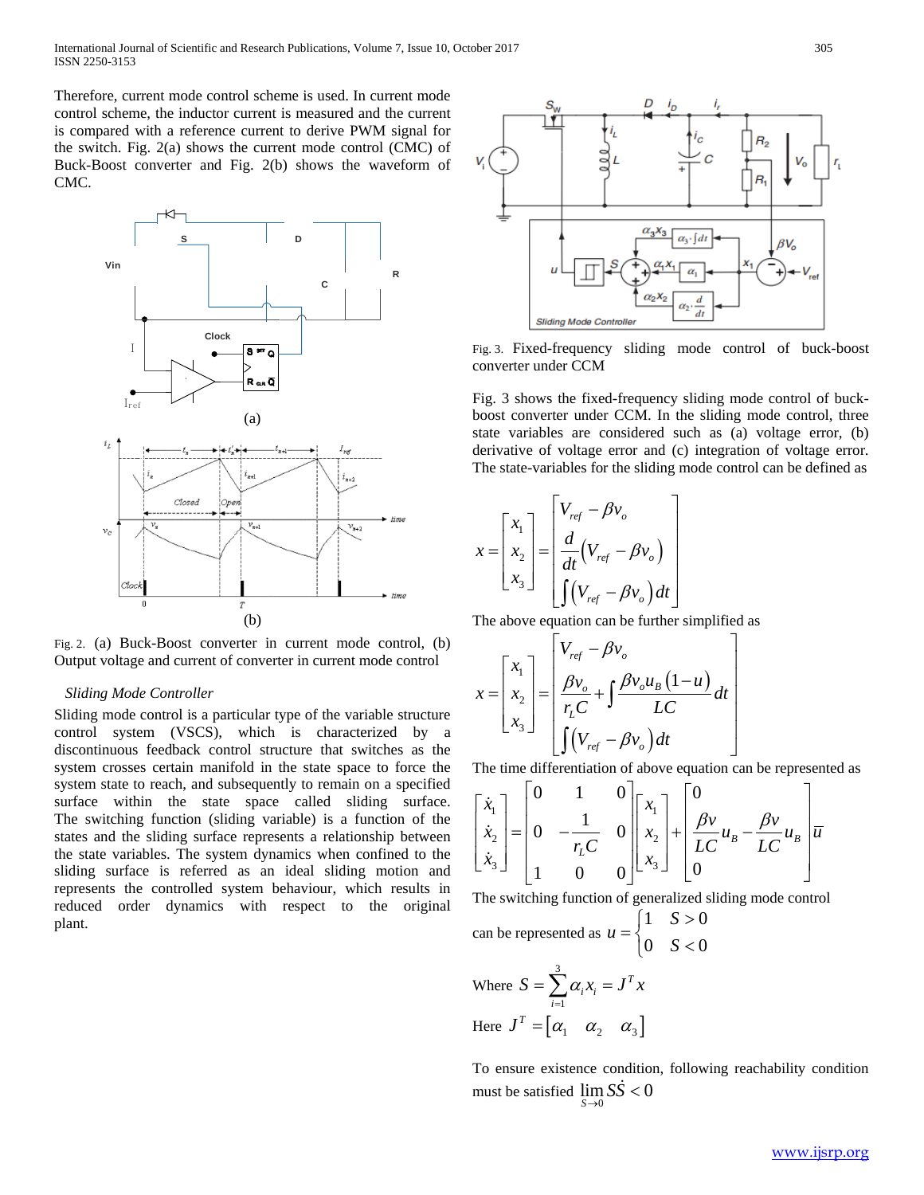Therefore, current mode control scheme is used. In current mode control scheme, the inductor current is measured and the current is compared with a reference current to derive PWM signal for the switch. Fig. 2(a) shows the current mode control (CMC) of Buck-Boost converter and Fig. 2(b) shows the waveform of CMC.

(a)

(b)

Fig. 2. (a) Buck-Boost converter in current mode control, (b) Output voltage and current of converter in current mode control

*Sliding Mode Controller*

Sliding mode control is a particular type of the variable structure control system (VSCS), which is characterized by a discontinuous feedback control structure that switches as the system crosses certain manifold in the state space to force the system state to reach, and subsequently to remain on a specified surface within the state space called sliding surface. The switching function (sliding variable) is a function of the states and the sliding surface represents a relationship between the state variables. The system dynamics when confined to the sliding surface is referred as an ideal sliding motion and represents the controlled system behaviour, which results in reduced order dynamics with respect to the original plant.

Fig. 3. Fixed-frequency sliding mode control of buck-boost converter under CCM

Fig. 3 shows the fixed-frequency sliding mode control of buck-boost converter under CCM. In the sliding mode control, three state variables are considered such as (a) voltage error, (b) derivative of voltage error and (c) integration of voltage error. The state-variables for the sliding mode control can be defined as

$$x = \begin{bmatrix} x_1 \\ x_2 \\ x_3 \end{bmatrix} = \begin{bmatrix} V_{ref} - \beta v_o \\ \dfrac{d}{dt}\left(V_{ref} - \beta v_o\right) \\ \int \left(V_{ref} - \beta v_o\right) dt \end{bmatrix}$$

The above equation can be further simplified as

$$x = \begin{bmatrix} x_1 \\ x_2 \\ x_3 \end{bmatrix} = \begin{bmatrix} V_{ref} - \beta v_o \\ \dfrac{\beta v_o}{r_L C} + \int \dfrac{\beta v_o u_B (1-u)}{LC} dt \\ \int \left(V_{ref} - \beta v_o\right) dt \end{bmatrix}$$

The time differentiation of above equation can be represented as

$$\begin{bmatrix} \dot{x}_1 \\ \dot{x}_2 \\ \dot{x}_3 \end{bmatrix} = \begin{bmatrix} 0 & 1 & 0 \\ 0 & -\dfrac{1}{r_L C} & 0 \\ 1 & 0 & 0 \end{bmatrix} \begin{bmatrix} x_1 \\ x_2 \\ x_3 \end{bmatrix} + \begin{bmatrix} 0 \\ \dfrac{\beta v}{LC} u_B - \dfrac{\beta v}{LC} u_B \\ 0 \end{bmatrix} \overline{u}$$

The switching function of generalized sliding mode control can be represented as $u = \begin{cases} 1 & S > 0 \\ 0 & S < 0 \end{cases}$

Where $S = \sum_{i=1}^{3} \alpha_i x_i = J^T x$

Here $J^T = \begin{bmatrix} \alpha_1 & \alpha_2 & \alpha_3 \end{bmatrix}$

To ensure existence condition, following reachability condition must be satisfied $\lim_{S \to 0} S\dot{S} < 0$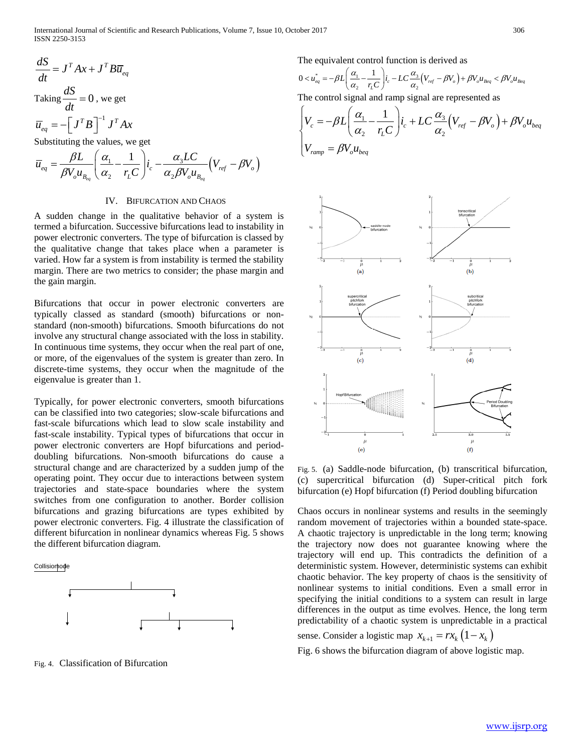$$\frac{dS}{dt} = J^T Ax + J^T B\overline{u}_{eq}$$

Taking $\frac{dS}{dt} = 0$, we get

$$\overline{u}_{eq} = -\left[J^T B\right]^{-1} J^T Ax$$

Substituting the values, we get

$$\overline{u}_{eq} = \frac{\beta L}{\beta V_o u_{B_{eq}}}\left(\frac{\alpha_1}{\alpha_2} - \frac{1}{r_L C}\right) i_c - \frac{\alpha_3 LC}{\alpha_2 \beta V_o u_{B_{eq}}}\left(V_{ref} - \beta V_o\right)$$

## IV. Bifurcation and Chaos

A sudden change in the qualitative behavior of a system is termed a bifurcation. Successive bifurcations lead to instability in power electronic converters. The type of bifurcation is classed by the qualitative change that takes place when a parameter is varied. How far a system is from instability is termed the stability margin. There are two metrics to consider; the phase margin and the gain margin.

Bifurcations that occur in power electronic converters are typically classed as standard (smooth) bifurcations or non-standard (non-smooth) bifurcations. Smooth bifurcations do not involve any structural change associated with the loss in stability. In continuous time systems, they occur when the real part of one, or more, of the eigenvalues of the system is greater than zero. In discrete-time systems, they occur when the magnitude of the eigenvalue is greater than 1.

Typically, for power electronic converters, smooth bifurcations can be classified into two categories; slow-scale bifurcations and fast-scale bifurcations which lead to slow scale instability and fast-scale instability. Typical types of bifurcations that occur in power electronic converters are Hopf bifurcations and period-doubling bifurcations. Non-smooth bifurcations do cause a structural change and are characterized by a sudden jump of the operating point. They occur due to interactions between system trajectories and state-space boundaries where the system switches from one configuration to another. Border collision bifurcations and grazing bifurcations are types exhibited by power electronic converters. Fig. 4 illustrate the classification of different bifurcation in nonlinear dynamics whereas Fig. 5 shows the different bifurcation diagram.

Collisionnode

Fig. 4. Classification of Bifurcation

The equivalent control function is derived as

$$0 < u_{eq}^{*} = -\beta L\left(\frac{\alpha_1}{\alpha_2} - \frac{1}{r_L C}\right) i_c - LC\frac{\alpha_3}{\alpha_2}\left(V_{ref} - \beta V_o\right) + \beta V_o u_{Beq} < \beta V_o u_{Beq}$$

The control signal and ramp signal are represented as

$$\begin{cases} V_c = -\beta L\left(\frac{\alpha_1}{\alpha_2} - \frac{1}{r_L C}\right) i_c + LC\frac{\alpha_3}{\alpha_2}\left(V_{ref} - \beta V_o\right) + \beta V_o u_{beq} \\ V_{ramp} = \beta V_o u_{beq} \end{cases}$$

Fig. 5. (a) Saddle-node bifurcation, (b) transcritical bifurcation, (c) supercritical bifurcation (d) Super-critical pitch fork bifurcation (e) Hopf bifurcation (f) Period doubling bifurcation

Chaos occurs in nonlinear systems and results in the seemingly random movement of trajectories within a bounded state-space. A chaotic trajectory is unpredictable in the long term; knowing the trajectory now does not guarantee knowing where the trajectory will end up. This contradicts the definition of a deterministic system. However, deterministic systems can exhibit chaotic behavior. The key property of chaos is the sensitivity of nonlinear systems to initial conditions. Even a small error in specifying the initial conditions to a system can result in large differences in the output as time evolves. Hence, the long term predictability of a chaotic system is unpredictable in a practical sense. Consider a logistic map $x_{k+1} = rx_k\left(1 - x_k\right)$

Fig. 6 shows the bifurcation diagram of above logistic map.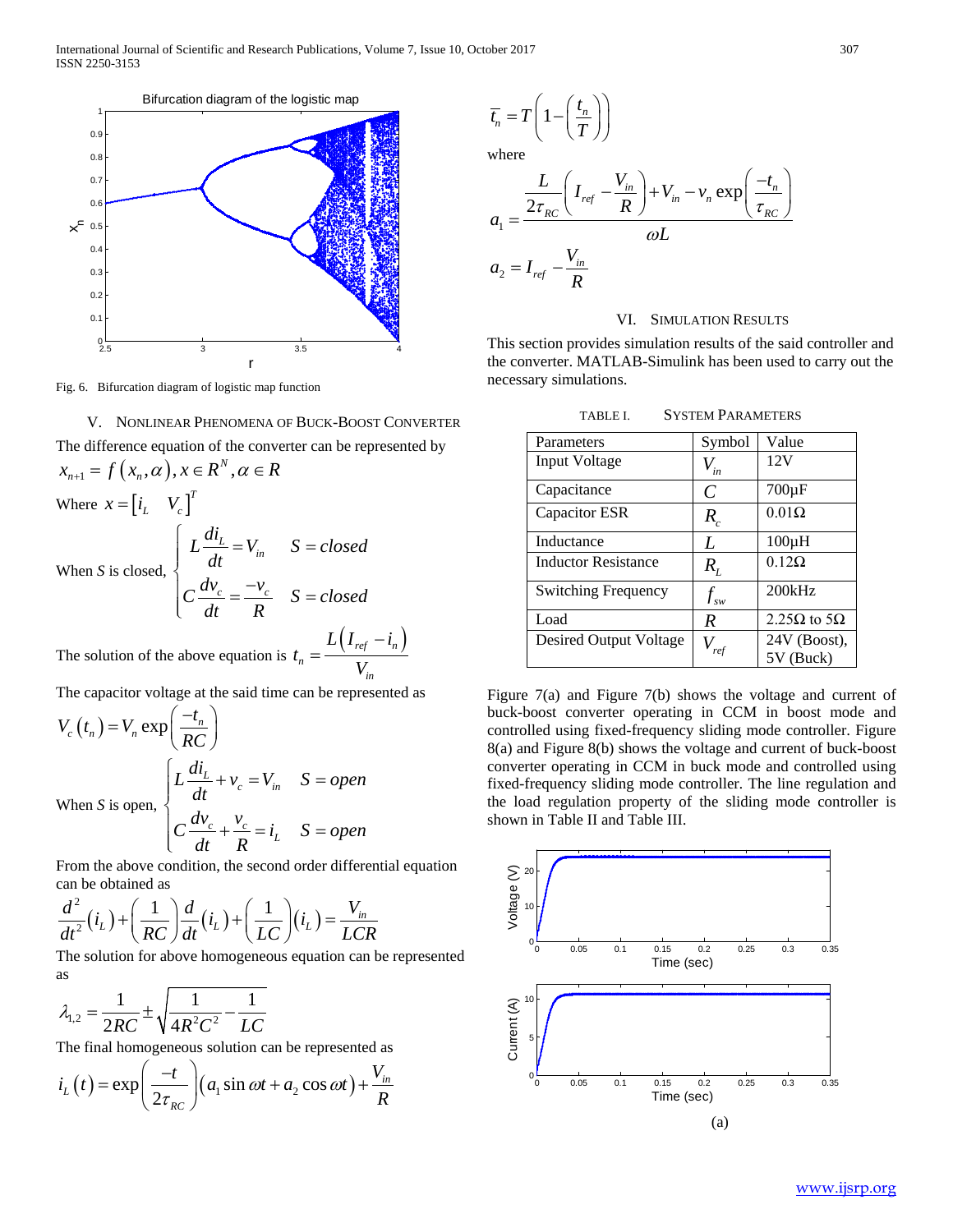Fig. 6. Bifurcation diagram of logistic map function

## V. Nonlinear Phenomena of Buck-Boost Converter

The difference equation of the converter can be represented by

$$x_{n+1} = f\left(x_n, \alpha\right), x \in R^N, \alpha \in R$$

Where $x = \begin{bmatrix} i_L & V_c \end{bmatrix}^T$

When *S* is closed,
$$\begin{cases} L\dfrac{di_L}{dt} = V_{in} & S = closed \\ C\dfrac{dv_c}{dt} = \dfrac{-v_c}{R} & S = closed \end{cases}$$

The solution of the above equation is $t_n = \dfrac{L\left(I_{ref} - i_n\right)}{V_{in}}$

The capacitor voltage at the said time can be represented as

$$V_c\left(t_n\right) = V_n \exp\left(\frac{-t_n}{RC}\right)$$

When *S* is open,
$$\begin{cases} L\dfrac{di_L}{dt} + v_c = V_{in} & S = open \\ C\dfrac{dv_c}{dt} + \dfrac{v_c}{R} = i_L & S = open \end{cases}$$

From the above condition, the second order differential equation can be obtained as

$$\frac{d^2}{dt^2}\left(i_L\right) + \left(\frac{1}{RC}\right)\frac{d}{dt}\left(i_L\right) + \left(\frac{1}{LC}\right)\left(i_L\right) = \frac{V_{in}}{LCR}$$

The solution for above homogeneous equation can be represented as

$$\lambda_{1,2} = \frac{1}{2RC} \pm \sqrt{\frac{1}{4R^2C^2} - \frac{1}{LC}}$$

The final homogeneous solution can be represented as

$$i_L\left(t\right) = \exp\left(\frac{-t}{2\tau_{RC}}\right)\left(a_1 \sin \omega t + a_2 \cos \omega t\right) + \frac{V_{in}}{R}$$

$$\overline{t_n} = T\left(1 - \left(\frac{t_n}{T}\right)\right)$$

where

$$a_1 = \frac{\dfrac{L}{2\tau_{RC}}\left(I_{ref} - \dfrac{V_{in}}{R}\right) + V_{in} - v_n \exp\left(\dfrac{-t_n}{\tau_{RC}}\right)}{\omega L}$$

$$a_2 = I_{ref} - \frac{V_{in}}{R}$$

## VI. Simulation Results

This section provides simulation results of the said controller and the converter. MATLAB-Simulink has been used to carry out the necessary simulations.

TABLE I. System Parameters

| Parameters | Symbol | Value |
|---|---|---|
| Input Voltage | $V_{in}$ | 12V |
| Capacitance | $C$ | 700µF |
| Capacitor ESR | $R_c$ | 0.01Ω |
| Inductance | $L$ | 100µH |
| Inductor Resistance | $R_L$ | 0.12Ω |
| Switching Frequency | $f_{sw}$ | 200kHz |
| Load | $R$ | 2.25Ω to 5Ω |
| Desired Output Voltage | $V_{ref}$ | 24V (Boost), 5V (Buck) |

Figure 7(a) and Figure 7(b) shows the voltage and current of buck-boost converter operating in CCM in boost mode and controlled using fixed-frequency sliding mode controller. Figure 8(a) and Figure 8(b) shows the voltage and current of buck-boost converter operating in CCM in buck mode and controlled using fixed-frequency sliding mode controller. The line regulation and the load regulation property of the sliding mode controller is shown in Table II and Table III.

(a)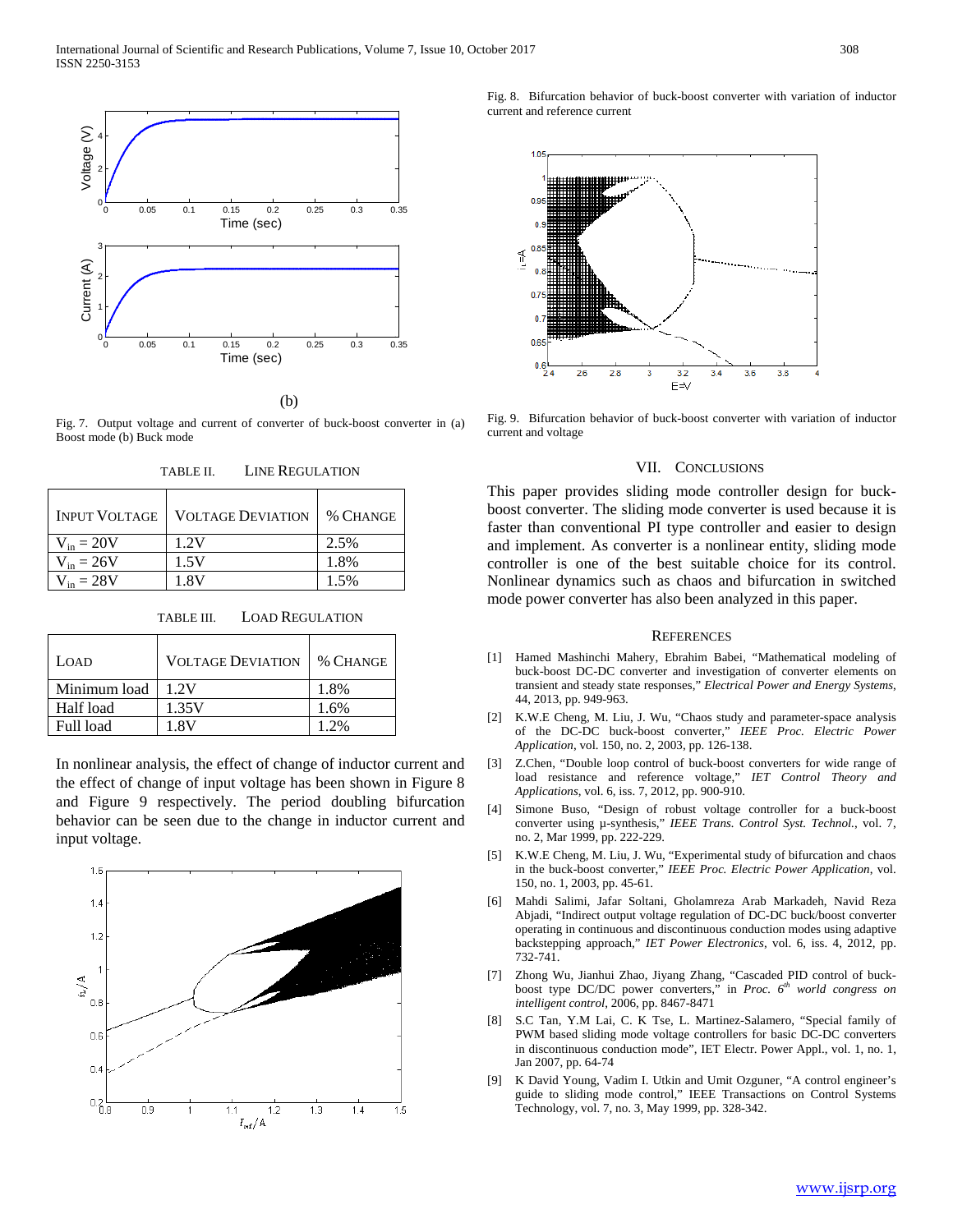(b)

Fig. 7. Output voltage and current of converter of buck-boost converter in (a) Boost mode (b) Buck mode

TABLE II. LINE REGULATION

| INPUT VOLTAGE | VOLTAGE DEVIATION | % CHANGE |
|---|---|---|
| $V_{in}$ = 20V | 1.2V | 2.5% |
| $V_{in}$ = 26V | 1.5V | 1.8% |
| $V_{in}$ = 28V | 1.8V | 1.5% |

TABLE III. LOAD REGULATION

| LOAD | VOLTAGE DEVIATION | % CHANGE |
|---|---|---|
| Minimum load | 1.2V | 1.8% |
| Half load | 1.35V | 1.6% |
| Full load | 1.8V | 1.2% |

In nonlinear analysis, the effect of change of inductor current and the effect of change of input voltage has been shown in Figure 8 and Figure 9 respectively. The period doubling bifurcation behavior can be seen due to the change in inductor current and input voltage.

Fig. 8. Bifurcation behavior of buck-boost converter with variation of inductor current and reference current

Fig. 9. Bifurcation behavior of buck-boost converter with variation of inductor current and voltage

## VII. CONCLUSIONS

This paper provides sliding mode controller design for buck-boost converter. The sliding mode converter is used because it is faster than conventional PI type controller and easier to design and implement. As converter is a nonlinear entity, sliding mode controller is one of the best suitable choice for its control. Nonlinear dynamics such as chaos and bifurcation in switched mode power converter has also been analyzed in this paper.

## REFERENCES

[1] Hamed Mashinchi Mahery, Ebrahim Babei, "Mathematical modeling of buck-boost DC-DC converter and investigation of converter elements on transient and steady state responses," *Electrical Power and Energy Systems*, 44, 2013, pp. 949-963.

[2] K.W.E Cheng, M. Liu, J. Wu, "Chaos study and parameter-space analysis of the DC-DC buck-boost converter," *IEEE Proc. Electric Power Application*, vol. 150, no. 2, 2003, pp. 126-138.

[3] Z.Chen, "Double loop control of buck-boost converters for wide range of load resistance and reference voltage," *IET Control Theory and Applications*, vol. 6, iss. 7, 2012, pp. 900-910.

[4] Simone Buso, "Design of robust voltage controller for a buck-boost converter using µ-synthesis," *IEEE Trans. Control Syst. Technol.*, vol. 7, no. 2, Mar 1999, pp. 222-229.

[5] K.W.E Cheng, M. Liu, J. Wu, "Experimental study of bifurcation and chaos in the buck-boost converter," *IEEE Proc. Electric Power Application*, vol. 150, no. 1, 2003, pp. 45-61.

[6] Mahdi Salimi, Jafar Soltani, Gholamreza Arab Markadeh, Navid Reza Abjadi, "Indirect output voltage regulation of DC-DC buck/boost converter operating in continuous and discontinuous conduction modes using adaptive backstepping approach," *IET Power Electronics*, vol. 6, iss. 4, 2012, pp. 732-741.

[7] Zhong Wu, Jianhui Zhao, Jiyang Zhang, "Cascaded PID control of buck-boost type DC/DC power converters," in *Proc. 6th world congress on intelligent control*, 2006, pp. 8467-8471

[8] S.C Tan, Y.M Lai, C. K Tse, L. Martinez-Salamero, "Special family of PWM based sliding mode voltage controllers for basic DC-DC converters in discontinuous conduction mode", IET Electr. Power Appl., vol. 1, no. 1, Jan 2007, pp. 64-74

[9] K David Young, Vadim I. Utkin and Umit Ozguner, "A control engineer's guide to sliding mode control," IEEE Transactions on Control Systems Technology, vol. 7, no. 3, May 1999, pp. 328-342.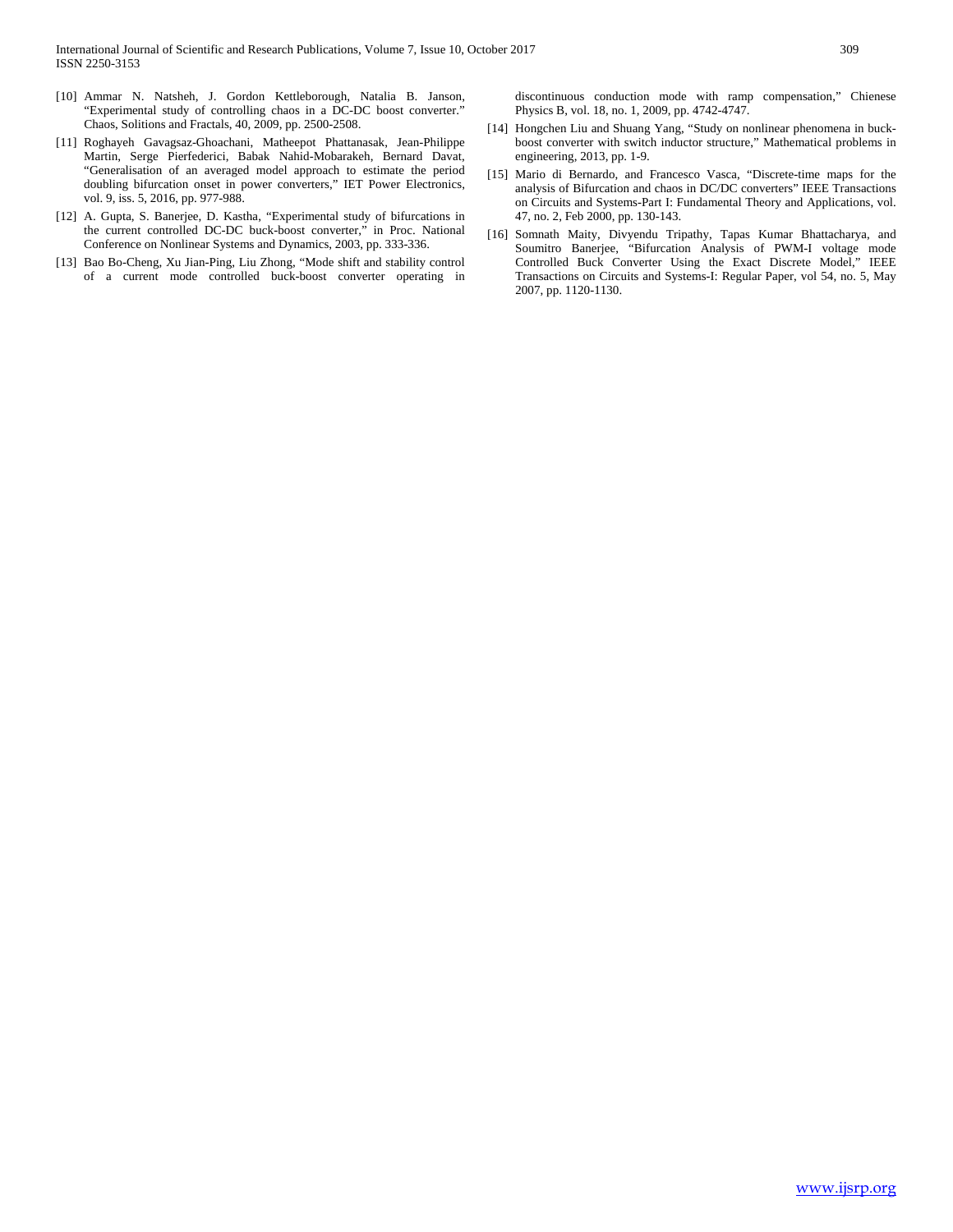[10] Ammar N. Natsheh, J. Gordon Kettleborough, Natalia B. Janson, "Experimental study of controlling chaos in a DC-DC boost converter." Chaos, Solitions and Fractals, 40, 2009, pp. 2500-2508.

[11] Roghayeh Gavagsaz-Ghoachani, Matheepot Phattanasak, Jean-Philippe Martin, Serge Pierfederici, Babak Nahid-Mobarakeh, Bernard Davat, "Generalisation of an averaged model approach to estimate the period doubling bifurcation onset in power converters," IET Power Electronics, vol. 9, iss. 5, 2016, pp. 977-988.

[12] A. Gupta, S. Banerjee, D. Kastha, "Experimental study of bifurcations in the current controlled DC-DC buck-boost converter," in Proc. National Conference on Nonlinear Systems and Dynamics, 2003, pp. 333-336.

[13] Bao Bo-Cheng, Xu Jian-Ping, Liu Zhong, "Mode shift and stability control of a current mode controlled buck-boost converter operating in discontinuous conduction mode with ramp compensation," Chienese Physics B, vol. 18, no. 1, 2009, pp. 4742-4747.

[14] Hongchen Liu and Shuang Yang, "Study on nonlinear phenomena in buck-boost converter with switch inductor structure," Mathematical problems in engineering, 2013, pp. 1-9.

[15] Mario di Bernardo, and Francesco Vasca, "Discrete-time maps for the analysis of Bifurcation and chaos in DC/DC converters" IEEE Transactions on Circuits and Systems-Part I: Fundamental Theory and Applications, vol. 47, no. 2, Feb 2000, pp. 130-143.

[16] Somnath Maity, Divyendu Tripathy, Tapas Kumar Bhattacharya, and Soumitro Banerjee, "Bifurcation Analysis of PWM-I voltage mode Controlled Buck Converter Using the Exact Discrete Model," IEEE Transactions on Circuits and Systems-I: Regular Paper, vol 54, no. 5, May 2007, pp. 1120-1130.